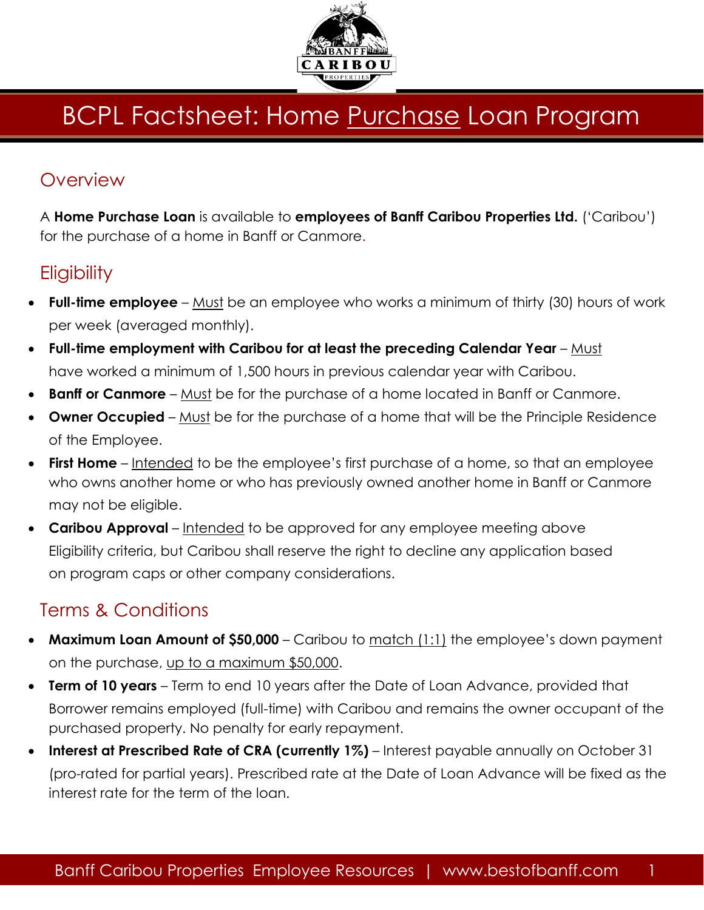# BCPL Factsheet: Home <u>Purchase</u> Loan Program

## Overview

A **Home Purchase Loan** is available to **employees of Banff Caribou Properties Ltd.** ('Caribou') for the purchase of a home in Banff or Canmore.

## Eligibility

- **Full-time employee** – <u>Must</u> be an employee who works a minimum of thirty (30) hours of work per week (averaged monthly).
- **Full-time employment with Caribou for at least the preceding Calendar Year** – <u>Must</u> have worked a minimum of 1,500 hours in previous calendar year with Caribou.
- **Banff or Canmore** – <u>Must</u> be for the purchase of a home located in Banff or Canmore.
- **Owner Occupied** – <u>Must</u> be for the purchase of a home that will be the Principle Residence of the Employee.
- **First Home** – <u>Intended</u> to be the employee's first purchase of a home, so that an employee who owns another home or who has previously owned another home in Banff or Canmore may not be eligible.
- **Caribou Approval** – <u>Intended</u> to be approved for any employee meeting above Eligibility criteria, but Caribou shall reserve the right to decline any application based on program caps or other company considerations.

## Terms & Conditions

- **Maximum Loan Amount of $50,000** – Caribou to <u>match (1:1)</u> the employee's down payment on the purchase, <u>up to a maximum $50,000</u>.
- **Term of 10 years** – Term to end 10 years after the Date of Loan Advance, provided that Borrower remains employed (full-time) with Caribou and remains the owner occupant of the purchased property. No penalty for early repayment.
- **Interest at Prescribed Rate of CRA (currently 1%)** – Interest payable annually on October 31 (pro-rated for partial years). Prescribed rate at the Date of Loan Advance will be fixed as the interest rate for the term of the loan.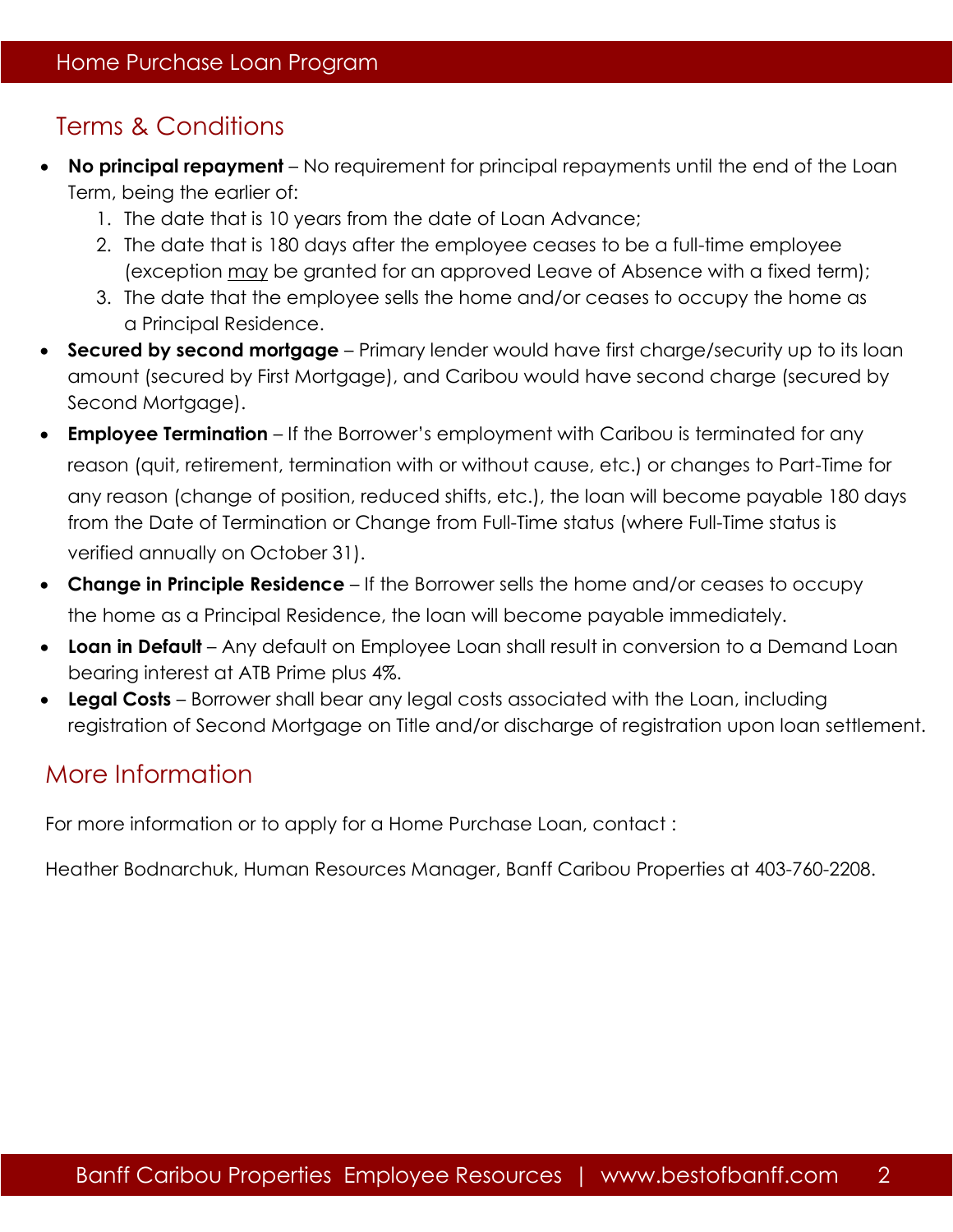## Terms & Conditions

- **No principal repayment** – No requirement for principal repayments until the end of the Loan Term, being the earlier of:
  1. The date that is 10 years from the date of Loan Advance;
  2. The date that is 180 days after the employee ceases to be a full-time employee (exception may be granted for an approved Leave of Absence with a fixed term);
  3. The date that the employee sells the home and/or ceases to occupy the home as a Principal Residence.
- **Secured by second mortgage** – Primary lender would have first charge/security up to its loan amount (secured by First Mortgage), and Caribou would have second charge (secured by Second Mortgage).
- **Employee Termination** – If the Borrower's employment with Caribou is terminated for any reason (quit, retirement, termination with or without cause, etc.) or changes to Part-Time for any reason (change of position, reduced shifts, etc.), the loan will become payable 180 days from the Date of Termination or Change from Full-Time status (where Full-Time status is verified annually on October 31).
- **Change in Principle Residence** – If the Borrower sells the home and/or ceases to occupy the home as a Principal Residence, the loan will become payable immediately.
- **Loan in Default** – Any default on Employee Loan shall result in conversion to a Demand Loan bearing interest at ATB Prime plus 4%.
- **Legal Costs** – Borrower shall bear any legal costs associated with the Loan, including registration of Second Mortgage on Title and/or discharge of registration upon loan settlement.

## More Information

For more information or to apply for a Home Purchase Loan, contact :

Heather Bodnarchuk, Human Resources Manager, Banff Caribou Properties at 403-760-2208.